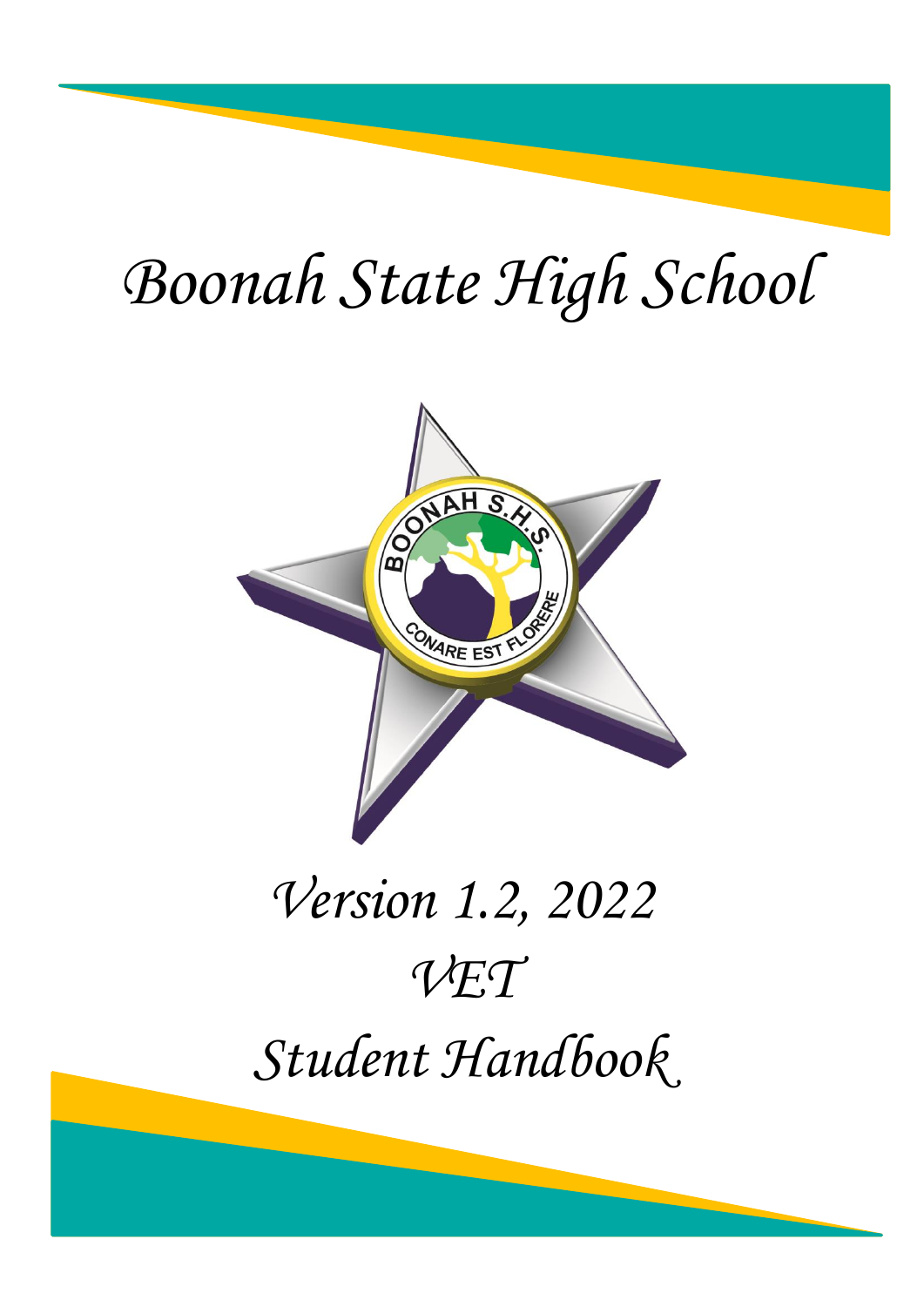# Boonah State High School

# Version 1.2, 2022

# VET

# Student Handbook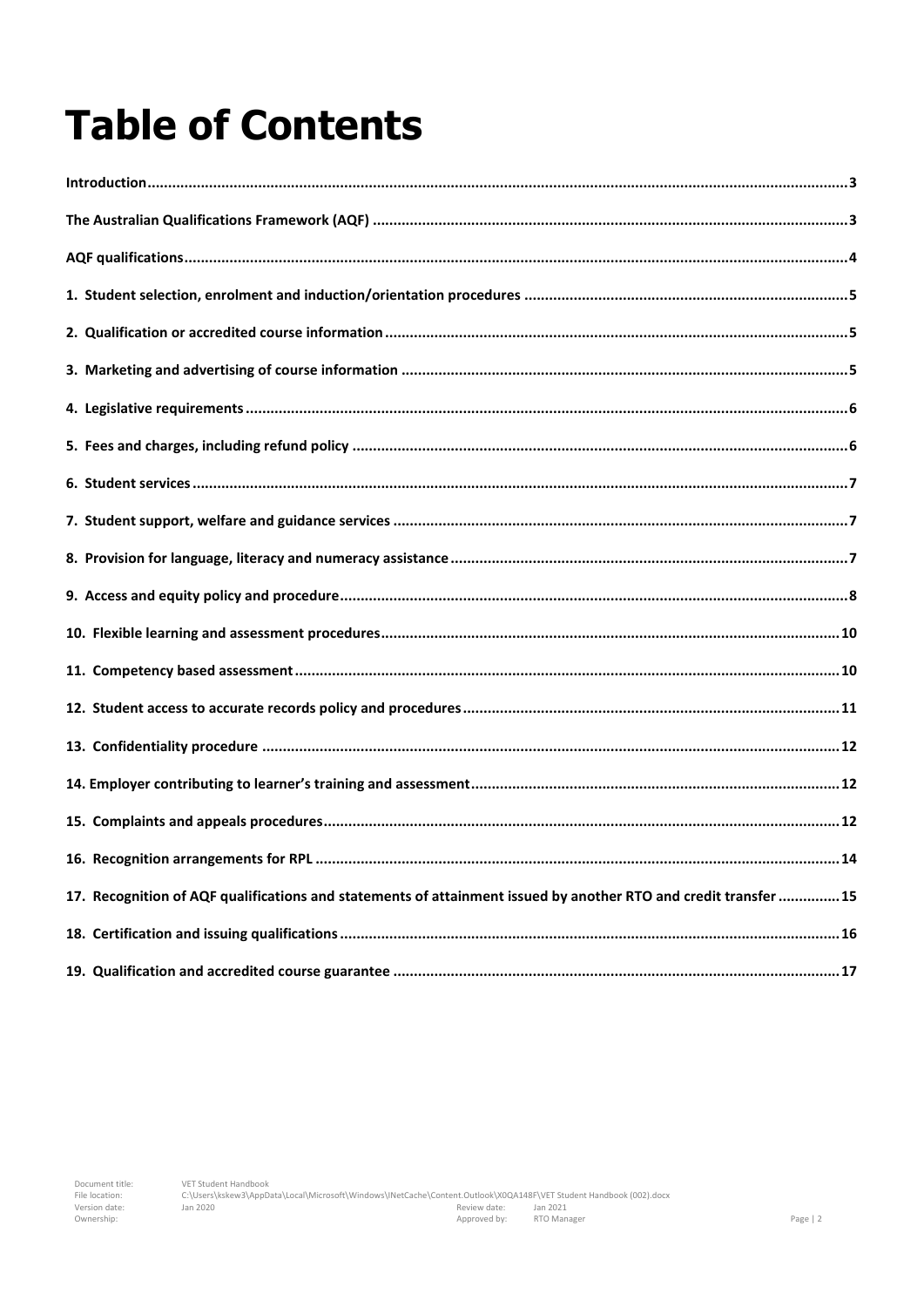# Table of Contents

Introduction ... 3

The Australian Qualifications Framework (AQF) ... 3

AQF qualifications ... 4

1. Student selection, enrolment and induction/orientation procedures ... 5

2. Qualification or accredited course information ... 5

3. Marketing and advertising of course information ... 5

4. Legislative requirements ... 6

5. Fees and charges, including refund policy ... 6

6. Student services ... 7

7. Student support, welfare and guidance services ... 7

8. Provision for language, literacy and numeracy assistance ... 7

9. Access and equity policy and procedure ... 8

10. Flexible learning and assessment procedures ... 10

11. Competency based assessment ... 10

12. Student access to accurate records policy and procedures ... 11

13. Confidentiality procedure ... 12

14. Employer contributing to learner's training and assessment ... 12

15. Complaints and appeals procedures ... 12

16. Recognition arrangements for RPL ... 14

17. Recognition of AQF qualifications and statements of attainment issued by another RTO and credit transfer ... 15

18. Certification and issuing qualifications ... 16

19. Qualification and accredited course guarantee ... 17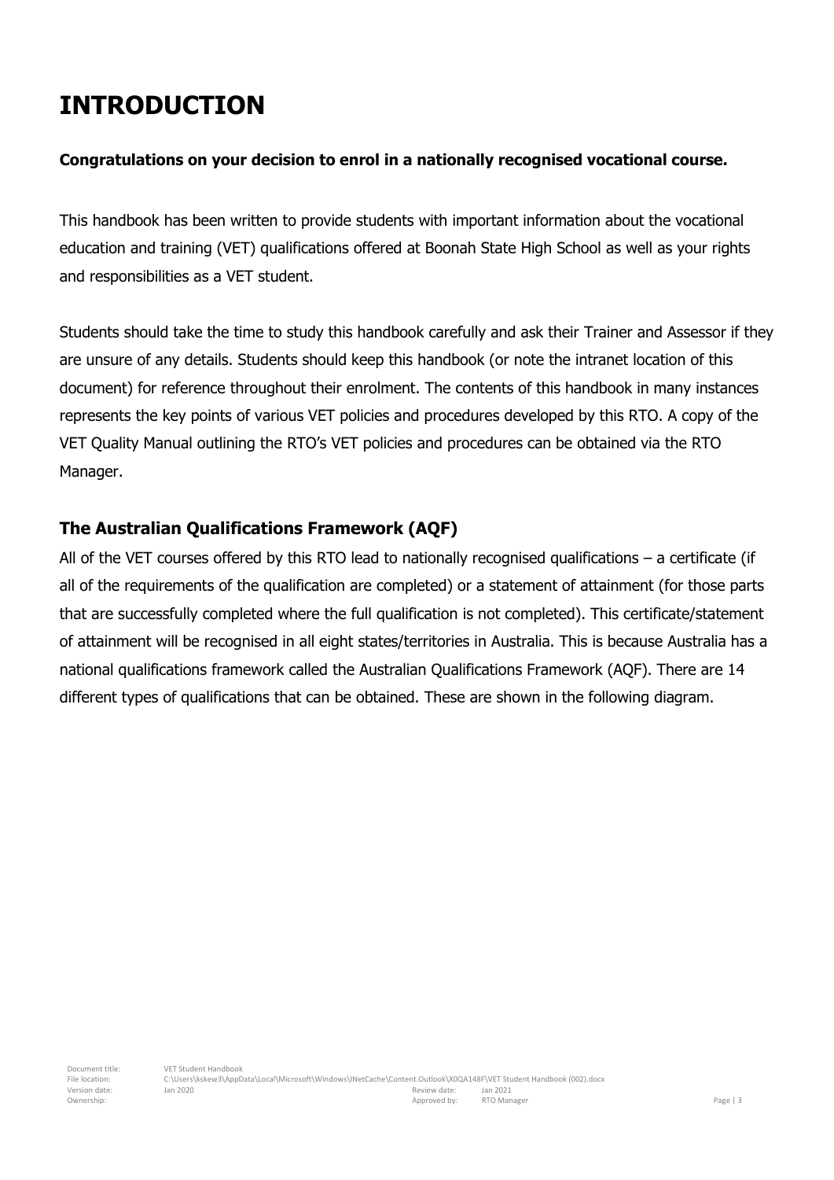# INTRODUCTION

**Congratulations on your decision to enrol in a nationally recognised vocational course.**

This handbook has been written to provide students with important information about the vocational education and training (VET) qualifications offered at Boonah State High School as well as your rights and responsibilities as a VET student.

Students should take the time to study this handbook carefully and ask their Trainer and Assessor if they are unsure of any details. Students should keep this handbook (or note the intranet location of this document) for reference throughout their enrolment. The contents of this handbook in many instances represents the key points of various VET policies and procedures developed by this RTO. A copy of the VET Quality Manual outlining the RTO's VET policies and procedures can be obtained via the RTO Manager.

## The Australian Qualifications Framework (AQF)

All of the VET courses offered by this RTO lead to nationally recognised qualifications – a certificate (if all of the requirements of the qualification are completed) or a statement of attainment (for those parts that are successfully completed where the full qualification is not completed). This certificate/statement of attainment will be recognised in all eight states/territories in Australia. This is because Australia has a national qualifications framework called the Australian Qualifications Framework (AQF). There are 14 different types of qualifications that can be obtained. These are shown in the following diagram.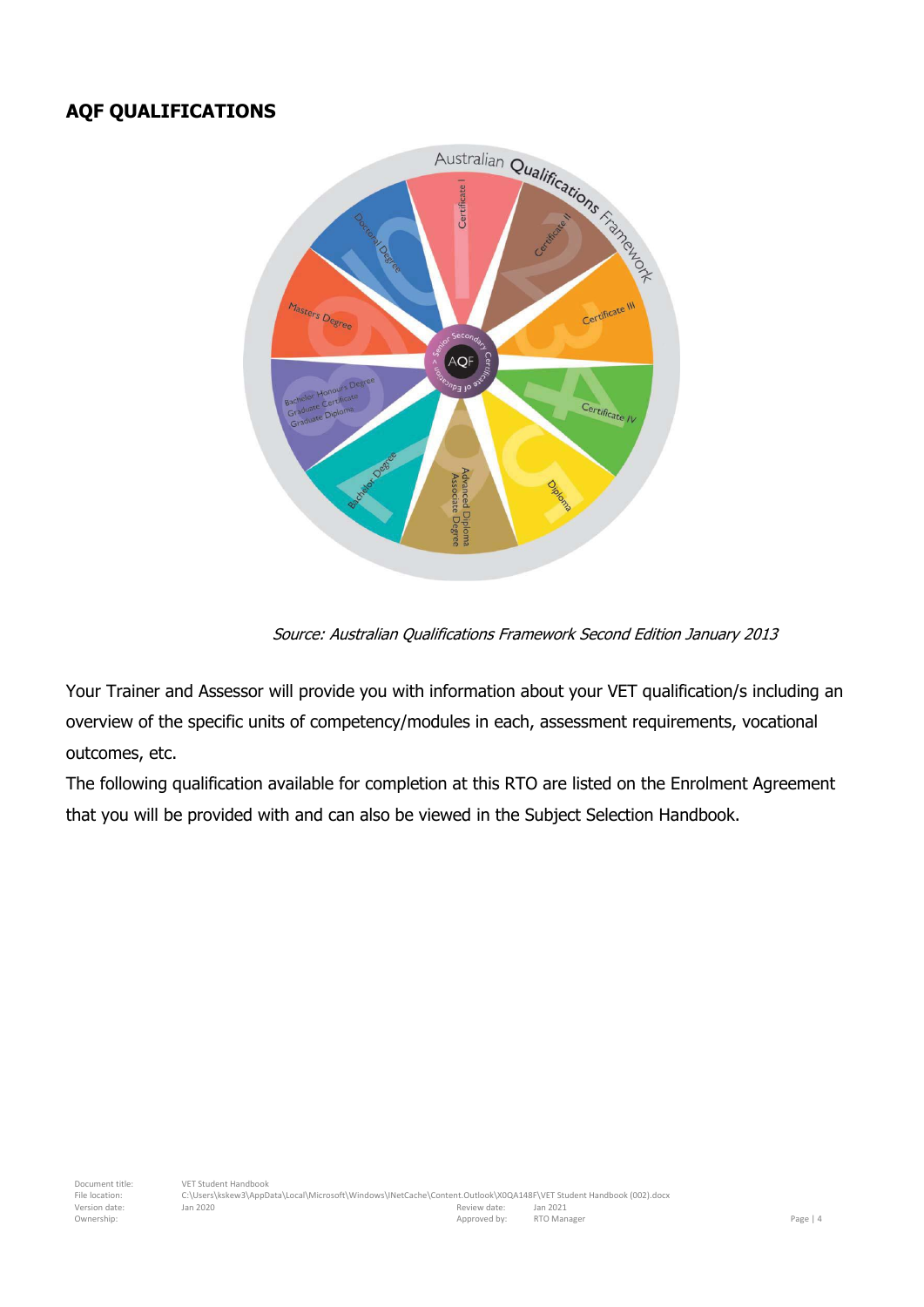## AQF QUALIFICATIONS

*Source: Australian Qualifications Framework Second Edition January 2013*

Your Trainer and Assessor will provide you with information about your VET qualification/s including an overview of the specific units of competency/modules in each, assessment requirements, vocational outcomes, etc.

The following qualification available for completion at this RTO are listed on the Enrolment Agreement that you will be provided with and can also be viewed in the Subject Selection Handbook.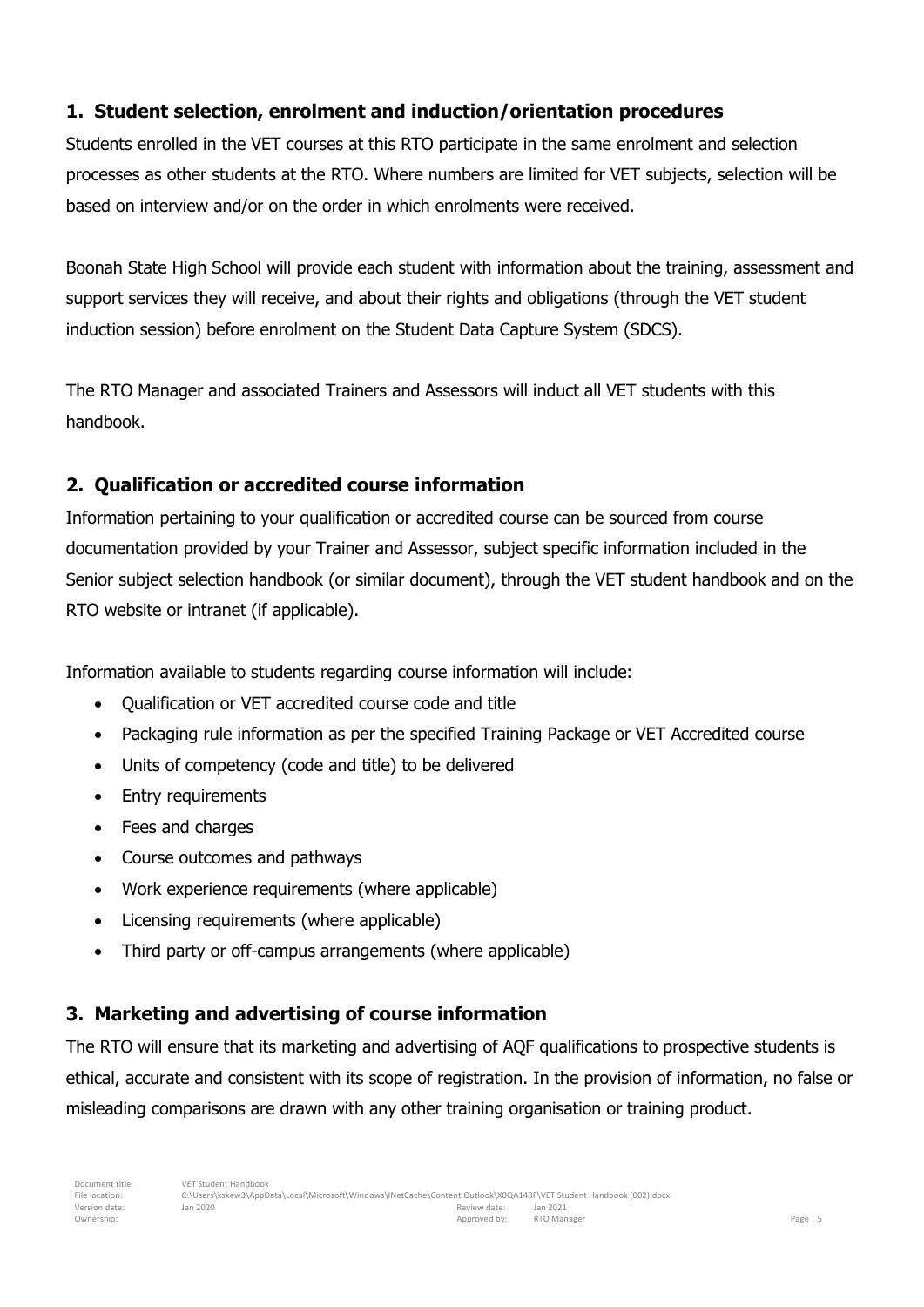## 1. Student selection, enrolment and induction/orientation procedures

Students enrolled in the VET courses at this RTO participate in the same enrolment and selection processes as other students at the RTO. Where numbers are limited for VET subjects, selection will be based on interview and/or on the order in which enrolments were received.

Boonah State High School will provide each student with information about the training, assessment and support services they will receive, and about their rights and obligations (through the VET student induction session) before enrolment on the Student Data Capture System (SDCS).

The RTO Manager and associated Trainers and Assessors will induct all VET students with this handbook.

## 2. Qualification or accredited course information

Information pertaining to your qualification or accredited course can be sourced from course documentation provided by your Trainer and Assessor, subject specific information included in the Senior subject selection handbook (or similar document), through the VET student handbook and on the RTO website or intranet (if applicable).

Information available to students regarding course information will include:

- Qualification or VET accredited course code and title
- Packaging rule information as per the specified Training Package or VET Accredited course
- Units of competency (code and title) to be delivered
- Entry requirements
- Fees and charges
- Course outcomes and pathways
- Work experience requirements (where applicable)
- Licensing requirements (where applicable)
- Third party or off-campus arrangements (where applicable)

## 3. Marketing and advertising of course information

The RTO will ensure that its marketing and advertising of AQF qualifications to prospective students is ethical, accurate and consistent with its scope of registration. In the provision of information, no false or misleading comparisons are drawn with any other training organisation or training product.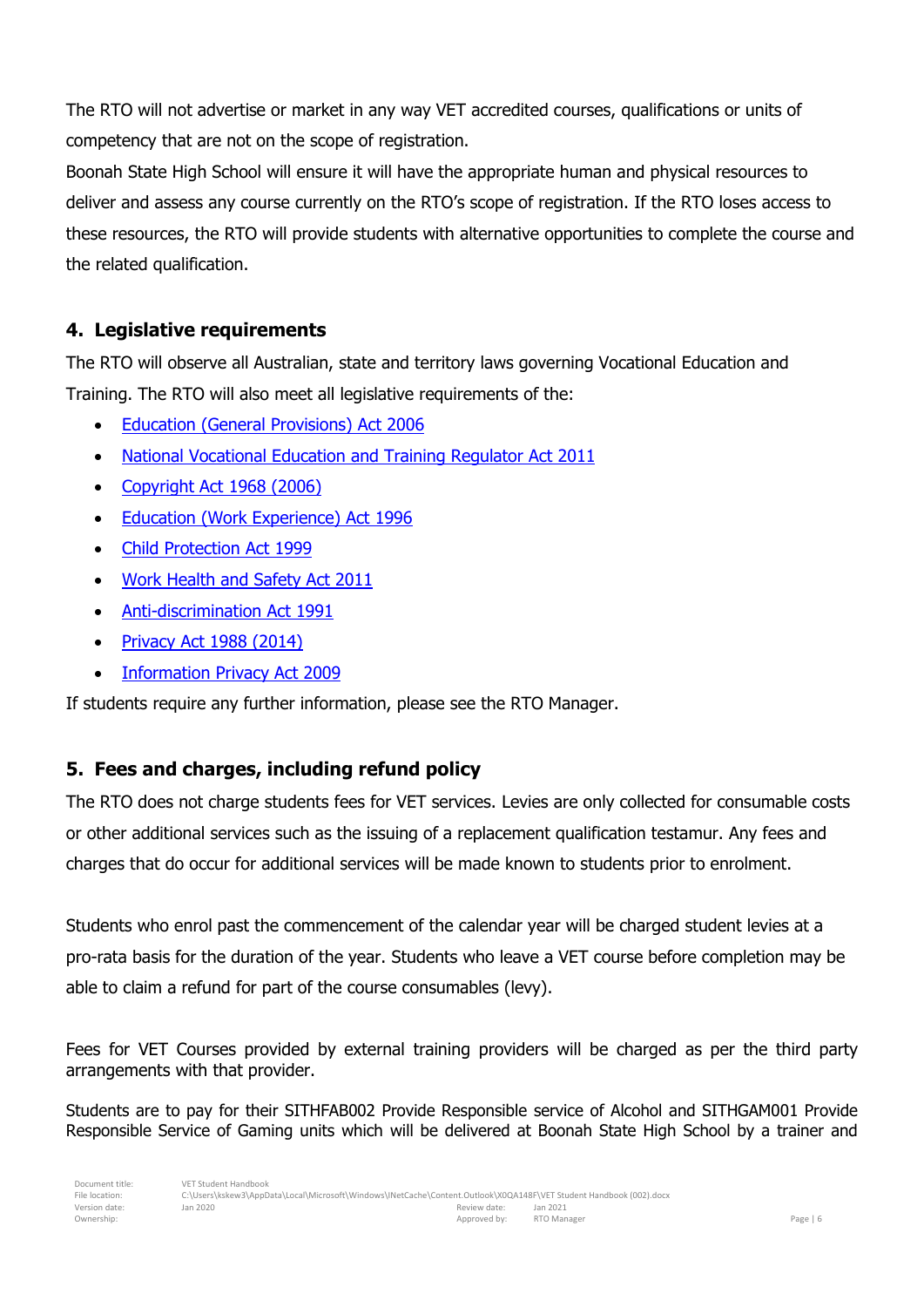The RTO will not advertise or market in any way VET accredited courses, qualifications or units of competency that are not on the scope of registration.

Boonah State High School will ensure it will have the appropriate human and physical resources to deliver and assess any course currently on the RTO's scope of registration. If the RTO loses access to these resources, the RTO will provide students with alternative opportunities to complete the course and the related qualification.

## 4. Legislative requirements

The RTO will observe all Australian, state and territory laws governing Vocational Education and Training. The RTO will also meet all legislative requirements of the:

- Education (General Provisions) Act 2006
- National Vocational Education and Training Regulator Act 2011
- Copyright Act 1968 (2006)
- Education (Work Experience) Act 1996
- Child Protection Act 1999
- Work Health and Safety Act 2011
- Anti-discrimination Act 1991
- Privacy Act 1988 (2014)
- Information Privacy Act 2009

If students require any further information, please see the RTO Manager.

## 5. Fees and charges, including refund policy

The RTO does not charge students fees for VET services. Levies are only collected for consumable costs or other additional services such as the issuing of a replacement qualification testamur. Any fees and charges that do occur for additional services will be made known to students prior to enrolment.

Students who enrol past the commencement of the calendar year will be charged student levies at a pro-rata basis for the duration of the year. Students who leave a VET course before completion may be able to claim a refund for part of the course consumables (levy).

Fees for VET Courses provided by external training providers will be charged as per the third party arrangements with that provider.

Students are to pay for their SITHFAB002 Provide Responsible service of Alcohol and SITHGAM001 Provide Responsible Service of Gaming units which will be delivered at Boonah State High School by a trainer and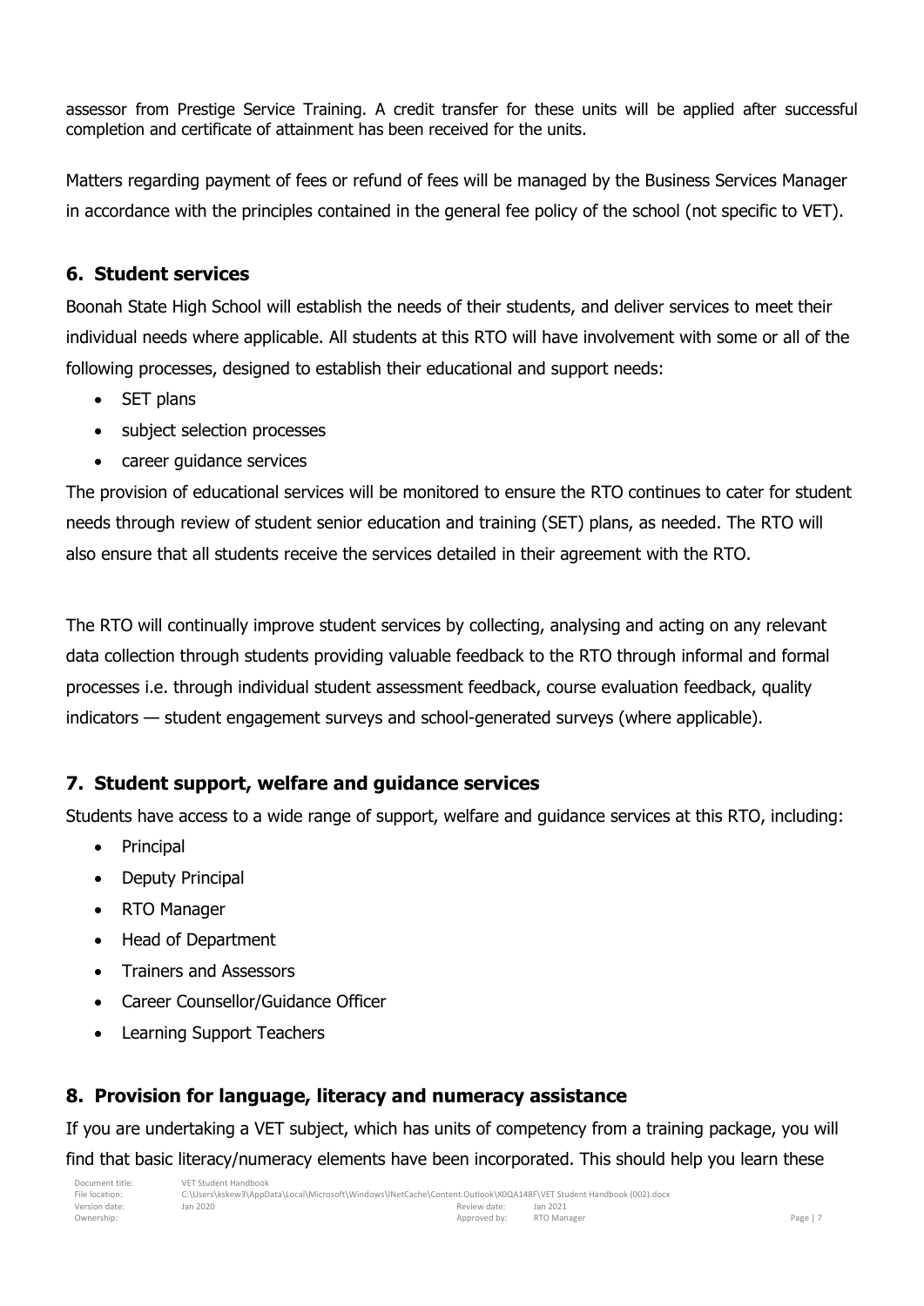assessor from Prestige Service Training. A credit transfer for these units will be applied after successful completion and certificate of attainment has been received for the units.

Matters regarding payment of fees or refund of fees will be managed by the Business Services Manager in accordance with the principles contained in the general fee policy of the school (not specific to VET).

## 6. Student services

Boonah State High School will establish the needs of their students, and deliver services to meet their individual needs where applicable. All students at this RTO will have involvement with some or all of the following processes, designed to establish their educational and support needs:

- SET plans
- subject selection processes
- career guidance services

The provision of educational services will be monitored to ensure the RTO continues to cater for student needs through review of student senior education and training (SET) plans, as needed. The RTO will also ensure that all students receive the services detailed in their agreement with the RTO.

The RTO will continually improve student services by collecting, analysing and acting on any relevant data collection through students providing valuable feedback to the RTO through informal and formal processes i.e. through individual student assessment feedback, course evaluation feedback, quality indicators — student engagement surveys and school-generated surveys (where applicable).

## 7. Student support, welfare and guidance services

Students have access to a wide range of support, welfare and guidance services at this RTO, including:

- Principal
- Deputy Principal
- RTO Manager
- Head of Department
- Trainers and Assessors
- Career Counsellor/Guidance Officer
- Learning Support Teachers

## 8. Provision for language, literacy and numeracy assistance

If you are undertaking a VET subject, which has units of competency from a training package, you will find that basic literacy/numeracy elements have been incorporated. This should help you learn these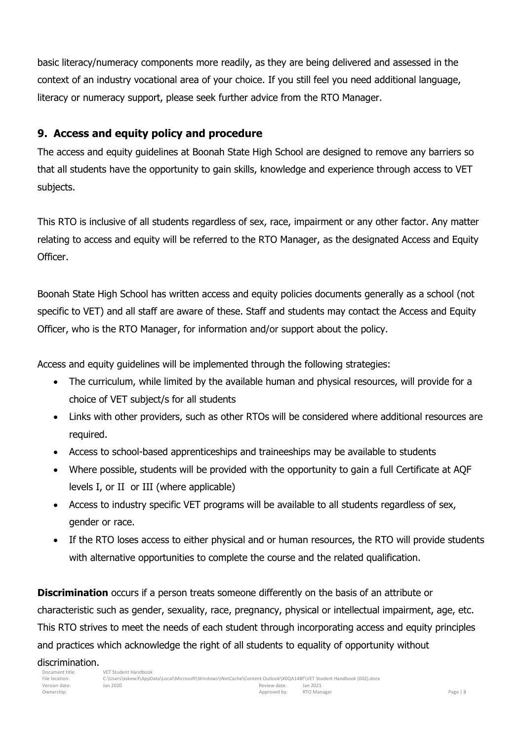basic literacy/numeracy components more readily, as they are being delivered and assessed in the context of an industry vocational area of your choice. If you still feel you need additional language, literacy or numeracy support, please seek further advice from the RTO Manager.

## 9. Access and equity policy and procedure

The access and equity guidelines at Boonah State High School are designed to remove any barriers so that all students have the opportunity to gain skills, knowledge and experience through access to VET subjects.

This RTO is inclusive of all students regardless of sex, race, impairment or any other factor. Any matter relating to access and equity will be referred to the RTO Manager, as the designated Access and Equity Officer.

Boonah State High School has written access and equity policies documents generally as a school (not specific to VET) and all staff are aware of these. Staff and students may contact the Access and Equity Officer, who is the RTO Manager, for information and/or support about the policy.

Access and equity guidelines will be implemented through the following strategies:

- The curriculum, while limited by the available human and physical resources, will provide for a choice of VET subject/s for all students
- Links with other providers, such as other RTOs will be considered where additional resources are required.
- Access to school-based apprenticeships and traineeships may be available to students
- Where possible, students will be provided with the opportunity to gain a full Certificate at AQF levels I, or II or III (where applicable)
- Access to industry specific VET programs will be available to all students regardless of sex, gender or race.
- If the RTO loses access to either physical and or human resources, the RTO will provide students with alternative opportunities to complete the course and the related qualification.

**Discrimination** occurs if a person treats someone differently on the basis of an attribute or characteristic such as gender, sexuality, race, pregnancy, physical or intellectual impairment, age, etc. This RTO strives to meet the needs of each student through incorporating access and equity principles and practices which acknowledge the right of all students to equality of opportunity without discrimination.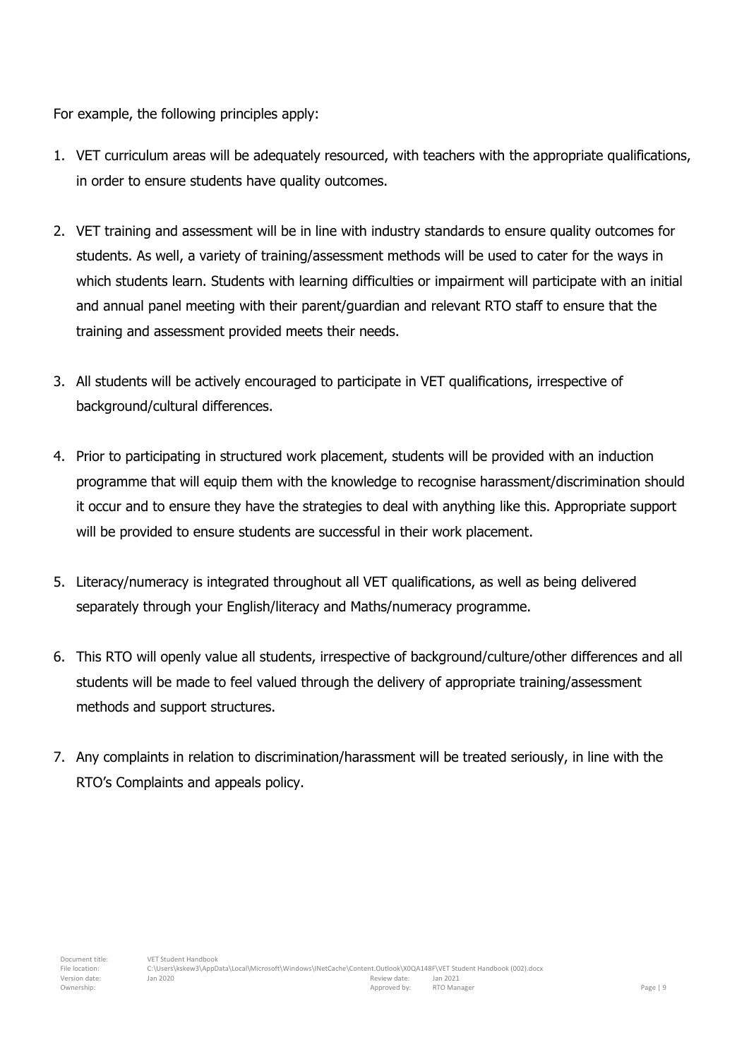For example, the following principles apply:

1. VET curriculum areas will be adequately resourced, with teachers with the appropriate qualifications, in order to ensure students have quality outcomes.

2. VET training and assessment will be in line with industry standards to ensure quality outcomes for students. As well, a variety of training/assessment methods will be used to cater for the ways in which students learn. Students with learning difficulties or impairment will participate with an initial and annual panel meeting with their parent/guardian and relevant RTO staff to ensure that the training and assessment provided meets their needs.

3. All students will be actively encouraged to participate in VET qualifications, irrespective of background/cultural differences.

4. Prior to participating in structured work placement, students will be provided with an induction programme that will equip them with the knowledge to recognise harassment/discrimination should it occur and to ensure they have the strategies to deal with anything like this. Appropriate support will be provided to ensure students are successful in their work placement.

5. Literacy/numeracy is integrated throughout all VET qualifications, as well as being delivered separately through your English/literacy and Maths/numeracy programme.

6. This RTO will openly value all students, irrespective of background/culture/other differences and all students will be made to feel valued through the delivery of appropriate training/assessment methods and support structures.

7. Any complaints in relation to discrimination/harassment will be treated seriously, in line with the RTO's Complaints and appeals policy.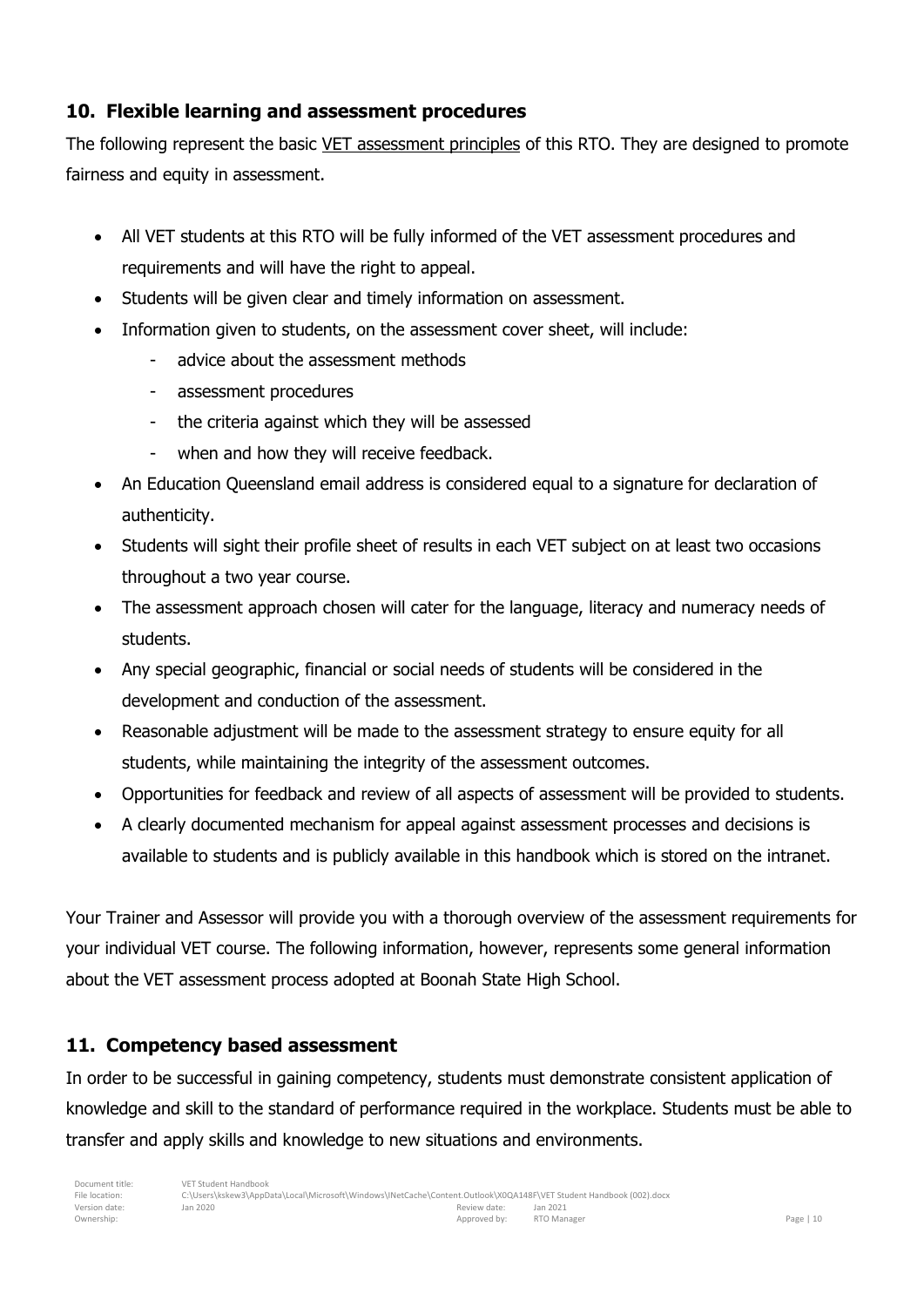## 10. Flexible learning and assessment procedures

The following represent the basic VET assessment principles of this RTO. They are designed to promote fairness and equity in assessment.

- All VET students at this RTO will be fully informed of the VET assessment procedures and requirements and will have the right to appeal.
- Students will be given clear and timely information on assessment.
- Information given to students, on the assessment cover sheet, will include:
  - advice about the assessment methods
  - assessment procedures
  - the criteria against which they will be assessed
  - when and how they will receive feedback.
- An Education Queensland email address is considered equal to a signature for declaration of authenticity.
- Students will sight their profile sheet of results in each VET subject on at least two occasions throughout a two year course.
- The assessment approach chosen will cater for the language, literacy and numeracy needs of students.
- Any special geographic, financial or social needs of students will be considered in the development and conduction of the assessment.
- Reasonable adjustment will be made to the assessment strategy to ensure equity for all students, while maintaining the integrity of the assessment outcomes.
- Opportunities for feedback and review of all aspects of assessment will be provided to students.
- A clearly documented mechanism for appeal against assessment processes and decisions is available to students and is publicly available in this handbook which is stored on the intranet.

Your Trainer and Assessor will provide you with a thorough overview of the assessment requirements for your individual VET course. The following information, however, represents some general information about the VET assessment process adopted at Boonah State High School.

## 11. Competency based assessment

In order to be successful in gaining competency, students must demonstrate consistent application of knowledge and skill to the standard of performance required in the workplace. Students must be able to transfer and apply skills and knowledge to new situations and environments.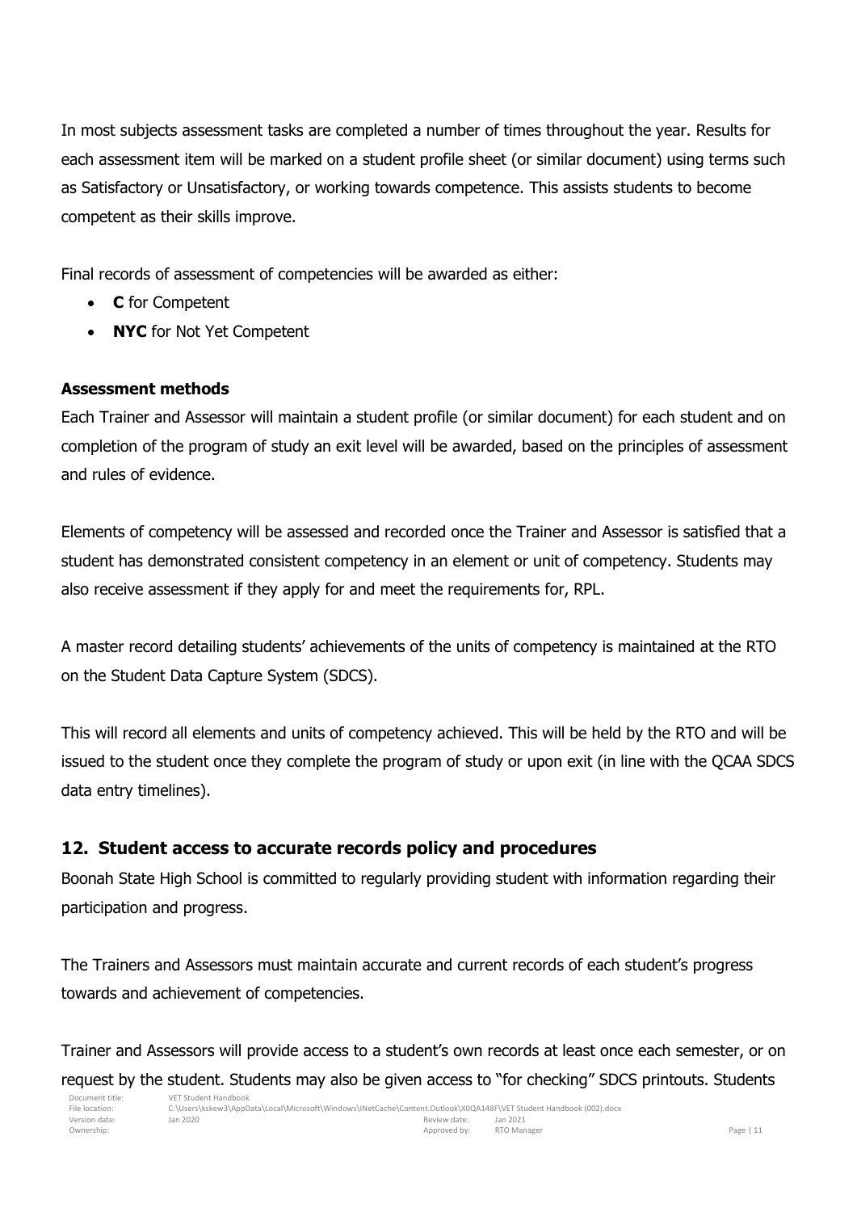In most subjects assessment tasks are completed a number of times throughout the year. Results for each assessment item will be marked on a student profile sheet (or similar document) using terms such as Satisfactory or Unsatisfactory, or working towards competence. This assists students to become competent as their skills improve.

Final records of assessment of competencies will be awarded as either:

- **C** for Competent
- **NYC** for Not Yet Competent

### Assessment methods

Each Trainer and Assessor will maintain a student profile (or similar document) for each student and on completion of the program of study an exit level will be awarded, based on the principles of assessment and rules of evidence.

Elements of competency will be assessed and recorded once the Trainer and Assessor is satisfied that a student has demonstrated consistent competency in an element or unit of competency. Students may also receive assessment if they apply for and meet the requirements for, RPL.

A master record detailing students' achievements of the units of competency is maintained at the RTO on the Student Data Capture System (SDCS).

This will record all elements and units of competency achieved. This will be held by the RTO and will be issued to the student once they complete the program of study or upon exit (in line with the QCAA SDCS data entry timelines).

## 12. Student access to accurate records policy and procedures

Boonah State High School is committed to regularly providing student with information regarding their participation and progress.

The Trainers and Assessors must maintain accurate and current records of each student's progress towards and achievement of competencies.

Trainer and Assessors will provide access to a student's own records at least once each semester, or on request by the student. Students may also be given access to "for checking" SDCS printouts. Students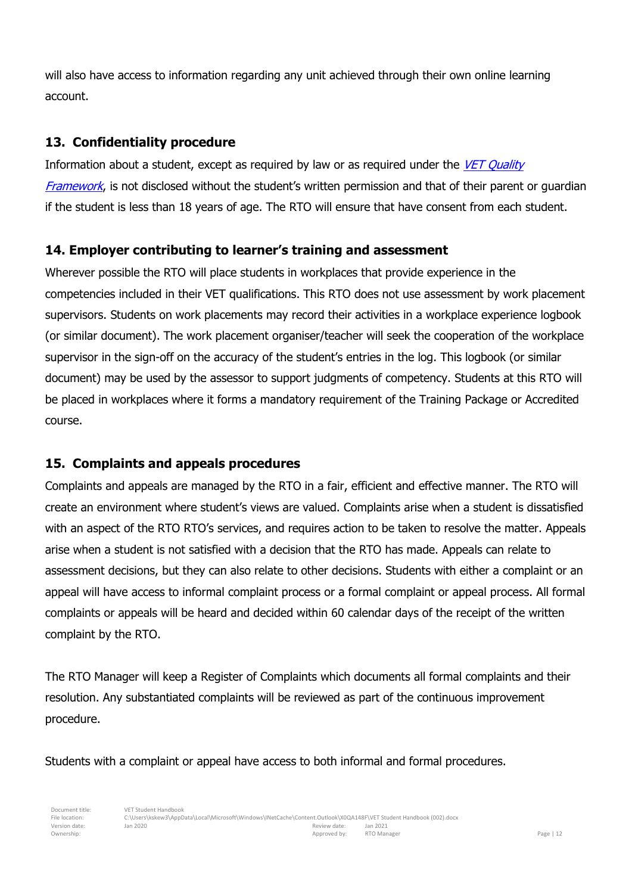will also have access to information regarding any unit achieved through their own online learning account.

## 13. Confidentiality procedure

Information about a student, except as required by law or as required under the *VET Quality Framework*, is not disclosed without the student's written permission and that of their parent or guardian if the student is less than 18 years of age. The RTO will ensure that have consent from each student.

## 14. Employer contributing to learner's training and assessment

Wherever possible the RTO will place students in workplaces that provide experience in the competencies included in their VET qualifications. This RTO does not use assessment by work placement supervisors. Students on work placements may record their activities in a workplace experience logbook (or similar document). The work placement organiser/teacher will seek the cooperation of the workplace supervisor in the sign-off on the accuracy of the student's entries in the log. This logbook (or similar document) may be used by the assessor to support judgments of competency. Students at this RTO will be placed in workplaces where it forms a mandatory requirement of the Training Package or Accredited course.

## 15. Complaints and appeals procedures

Complaints and appeals are managed by the RTO in a fair, efficient and effective manner. The RTO will create an environment where student's views are valued. Complaints arise when a student is dissatisfied with an aspect of the RTO RTO's services, and requires action to be taken to resolve the matter. Appeals arise when a student is not satisfied with a decision that the RTO has made. Appeals can relate to assessment decisions, but they can also relate to other decisions. Students with either a complaint or an appeal will have access to informal complaint process or a formal complaint or appeal process. All formal complaints or appeals will be heard and decided within 60 calendar days of the receipt of the written complaint by the RTO.

The RTO Manager will keep a Register of Complaints which documents all formal complaints and their resolution. Any substantiated complaints will be reviewed as part of the continuous improvement procedure.

Students with a complaint or appeal have access to both informal and formal procedures.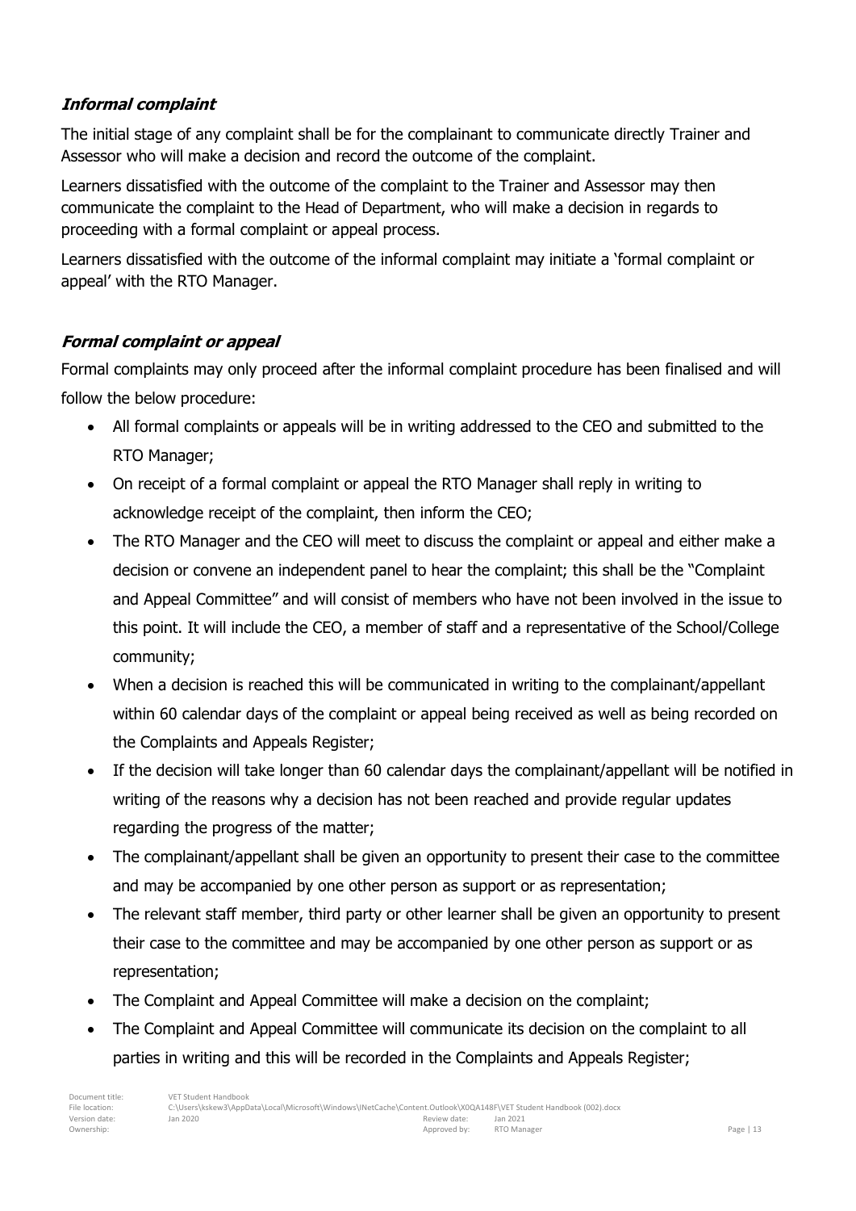### *Informal complaint*

The initial stage of any complaint shall be for the complainant to communicate directly Trainer and Assessor who will make a decision and record the outcome of the complaint.

Learners dissatisfied with the outcome of the complaint to the Trainer and Assessor may then communicate the complaint to the Head of Department, who will make a decision in regards to proceeding with a formal complaint or appeal process.

Learners dissatisfied with the outcome of the informal complaint may initiate a 'formal complaint or appeal' with the RTO Manager.

### *Formal complaint or appeal*

Formal complaints may only proceed after the informal complaint procedure has been finalised and will follow the below procedure:

- All formal complaints or appeals will be in writing addressed to the CEO and submitted to the RTO Manager;
- On receipt of a formal complaint or appeal the RTO Manager shall reply in writing to acknowledge receipt of the complaint, then inform the CEO;
- The RTO Manager and the CEO will meet to discuss the complaint or appeal and either make a decision or convene an independent panel to hear the complaint; this shall be the "Complaint and Appeal Committee" and will consist of members who have not been involved in the issue to this point. It will include the CEO, a member of staff and a representative of the School/College community;
- When a decision is reached this will be communicated in writing to the complainant/appellant within 60 calendar days of the complaint or appeal being received as well as being recorded on the Complaints and Appeals Register;
- If the decision will take longer than 60 calendar days the complainant/appellant will be notified in writing of the reasons why a decision has not been reached and provide regular updates regarding the progress of the matter;
- The complainant/appellant shall be given an opportunity to present their case to the committee and may be accompanied by one other person as support or as representation;
- The relevant staff member, third party or other learner shall be given an opportunity to present their case to the committee and may be accompanied by one other person as support or as representation;
- The Complaint and Appeal Committee will make a decision on the complaint;
- The Complaint and Appeal Committee will communicate its decision on the complaint to all parties in writing and this will be recorded in the Complaints and Appeals Register;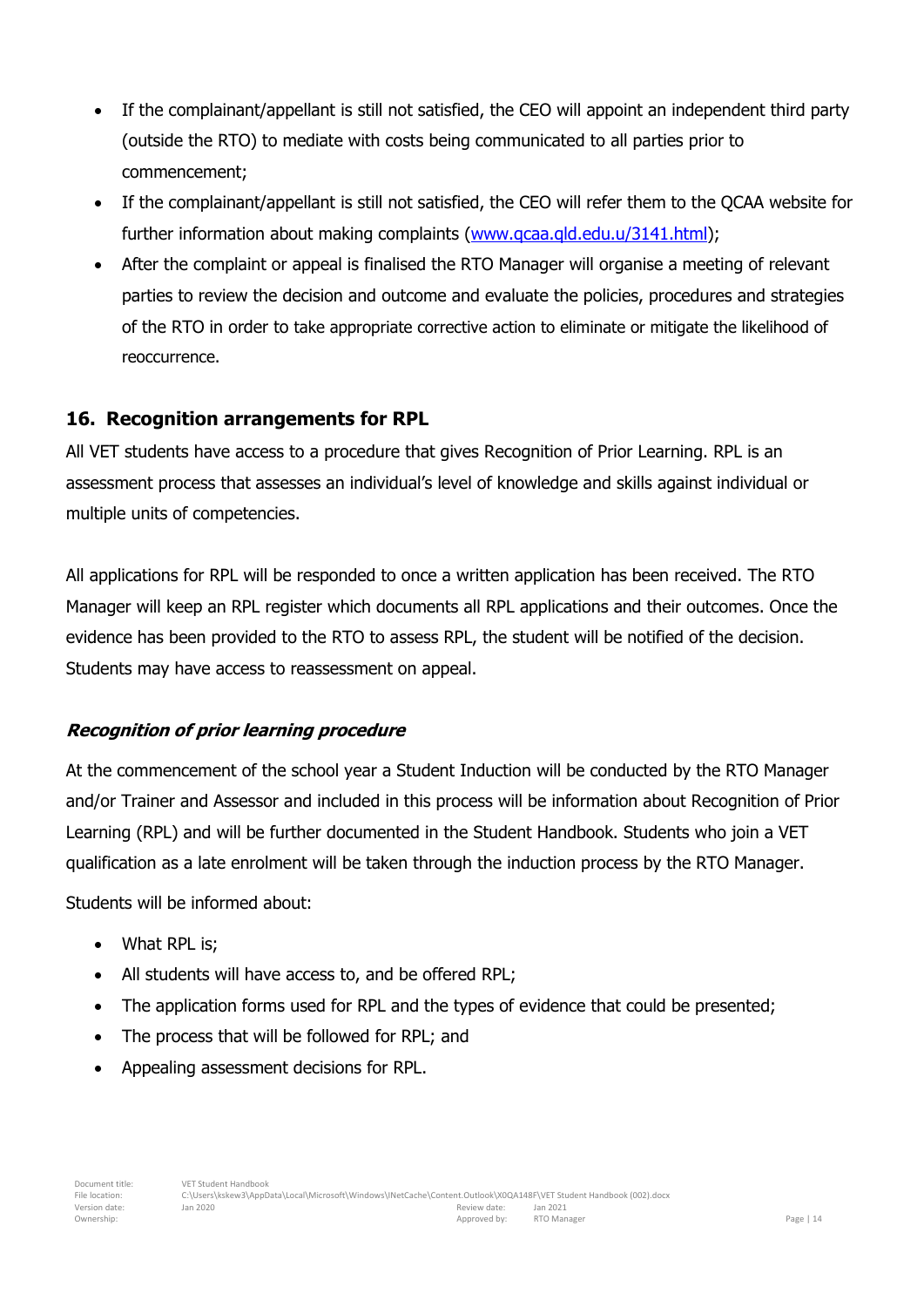- If the complainant/appellant is still not satisfied, the CEO will appoint an independent third party (outside the RTO) to mediate with costs being communicated to all parties prior to commencement;
- If the complainant/appellant is still not satisfied, the CEO will refer them to the QCAA website for further information about making complaints (www.qcaa.qld.edu.u/3141.html);
- After the complaint or appeal is finalised the RTO Manager will organise a meeting of relevant parties to review the decision and outcome and evaluate the policies, procedures and strategies of the RTO in order to take appropriate corrective action to eliminate or mitigate the likelihood of reoccurrence.

## 16. Recognition arrangements for RPL

All VET students have access to a procedure that gives Recognition of Prior Learning. RPL is an assessment process that assesses an individual's level of knowledge and skills against individual or multiple units of competencies.

All applications for RPL will be responded to once a written application has been received. The RTO Manager will keep an RPL register which documents all RPL applications and their outcomes. Once the evidence has been provided to the RTO to assess RPL, the student will be notified of the decision. Students may have access to reassessment on appeal.

### *Recognition of prior learning procedure*

At the commencement of the school year a Student Induction will be conducted by the RTO Manager and/or Trainer and Assessor and included in this process will be information about Recognition of Prior Learning (RPL) and will be further documented in the Student Handbook. Students who join a VET qualification as a late enrolment will be taken through the induction process by the RTO Manager.

Students will be informed about:

- What RPL is;
- All students will have access to, and be offered RPL;
- The application forms used for RPL and the types of evidence that could be presented;
- The process that will be followed for RPL; and
- Appealing assessment decisions for RPL.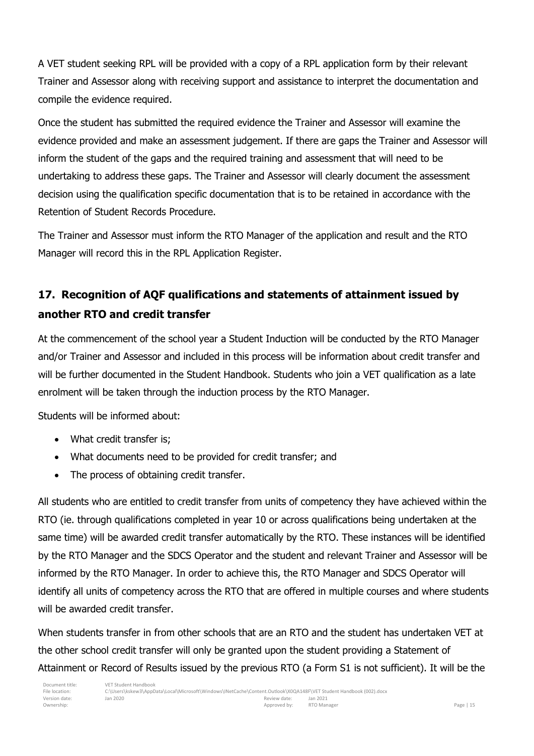A VET student seeking RPL will be provided with a copy of a RPL application form by their relevant Trainer and Assessor along with receiving support and assistance to interpret the documentation and compile the evidence required.

Once the student has submitted the required evidence the Trainer and Assessor will examine the evidence provided and make an assessment judgement. If there are gaps the Trainer and Assessor will inform the student of the gaps and the required training and assessment that will need to be undertaking to address these gaps. The Trainer and Assessor will clearly document the assessment decision using the qualification specific documentation that is to be retained in accordance with the Retention of Student Records Procedure.

The Trainer and Assessor must inform the RTO Manager of the application and result and the RTO Manager will record this in the RPL Application Register.

## 17. Recognition of AQF qualifications and statements of attainment issued by another RTO and credit transfer

At the commencement of the school year a Student Induction will be conducted by the RTO Manager and/or Trainer and Assessor and included in this process will be information about credit transfer and will be further documented in the Student Handbook. Students who join a VET qualification as a late enrolment will be taken through the induction process by the RTO Manager.

Students will be informed about:

- What credit transfer is;
- What documents need to be provided for credit transfer; and
- The process of obtaining credit transfer.

All students who are entitled to credit transfer from units of competency they have achieved within the RTO (ie. through qualifications completed in year 10 or across qualifications being undertaken at the same time) will be awarded credit transfer automatically by the RTO. These instances will be identified by the RTO Manager and the SDCS Operator and the student and relevant Trainer and Assessor will be informed by the RTO Manager. In order to achieve this, the RTO Manager and SDCS Operator will identify all units of competency across the RTO that are offered in multiple courses and where students will be awarded credit transfer.

When students transfer in from other schools that are an RTO and the student has undertaken VET at the other school credit transfer will only be granted upon the student providing a Statement of Attainment or Record of Results issued by the previous RTO (a Form S1 is not sufficient). It will be the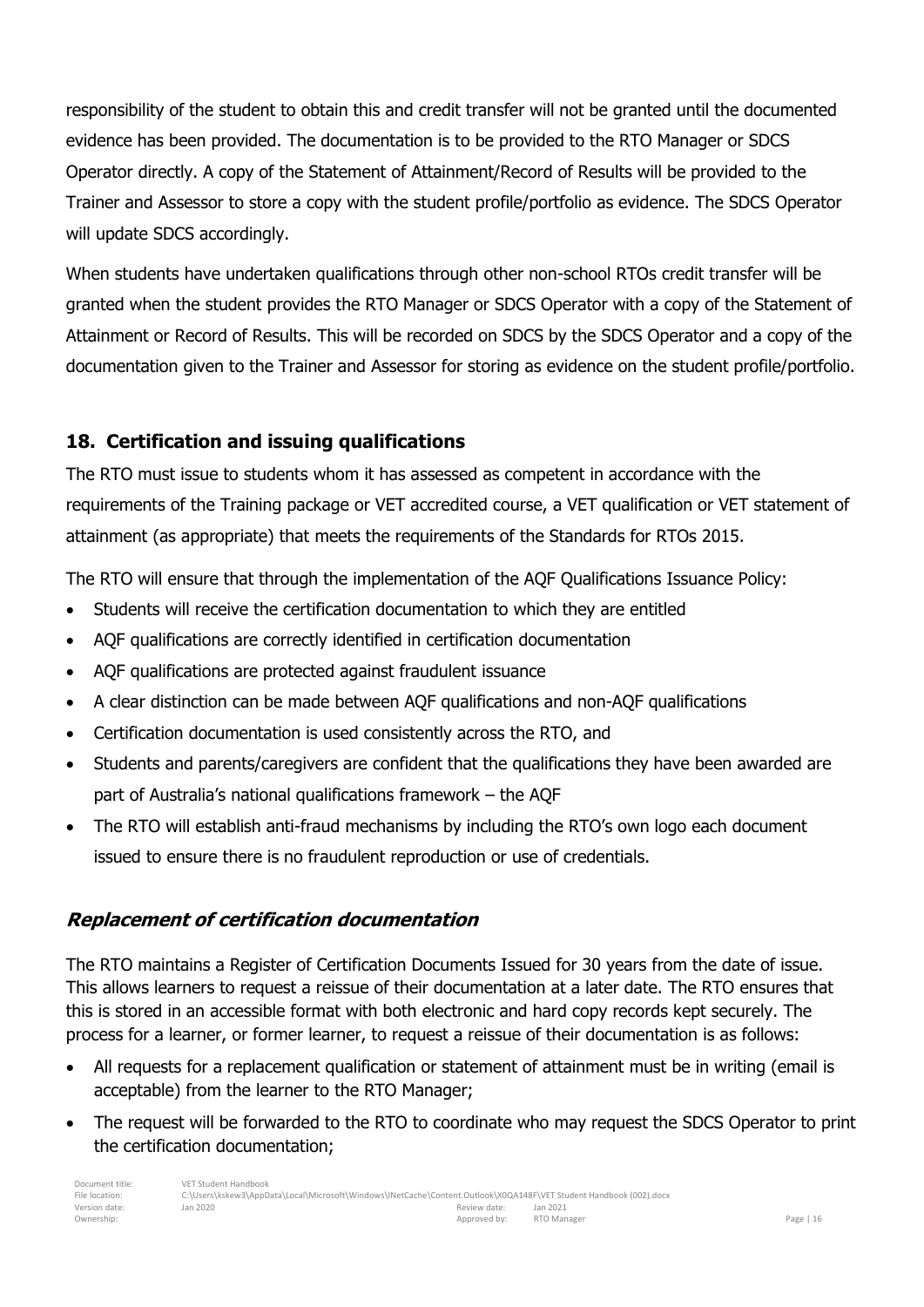responsibility of the student to obtain this and credit transfer will not be granted until the documented evidence has been provided. The documentation is to be provided to the RTO Manager or SDCS Operator directly. A copy of the Statement of Attainment/Record of Results will be provided to the Trainer and Assessor to store a copy with the student profile/portfolio as evidence. The SDCS Operator will update SDCS accordingly.

When students have undertaken qualifications through other non-school RTOs credit transfer will be granted when the student provides the RTO Manager or SDCS Operator with a copy of the Statement of Attainment or Record of Results. This will be recorded on SDCS by the SDCS Operator and a copy of the documentation given to the Trainer and Assessor for storing as evidence on the student profile/portfolio.

## 18. Certification and issuing qualifications

The RTO must issue to students whom it has assessed as competent in accordance with the requirements of the Training package or VET accredited course, a VET qualification or VET statement of attainment (as appropriate) that meets the requirements of the Standards for RTOs 2015.

The RTO will ensure that through the implementation of the AQF Qualifications Issuance Policy:

- Students will receive the certification documentation to which they are entitled
- AQF qualifications are correctly identified in certification documentation
- AQF qualifications are protected against fraudulent issuance
- A clear distinction can be made between AQF qualifications and non-AQF qualifications
- Certification documentation is used consistently across the RTO, and
- Students and parents/caregivers are confident that the qualifications they have been awarded are part of Australia's national qualifications framework – the AQF
- The RTO will establish anti-fraud mechanisms by including the RTO's own logo each document issued to ensure there is no fraudulent reproduction or use of credentials.

### *Replacement of certification documentation*

The RTO maintains a Register of Certification Documents Issued for 30 years from the date of issue. This allows learners to request a reissue of their documentation at a later date. The RTO ensures that this is stored in an accessible format with both electronic and hard copy records kept securely. The process for a learner, or former learner, to request a reissue of their documentation is as follows:

- All requests for a replacement qualification or statement of attainment must be in writing (email is acceptable) from the learner to the RTO Manager;
- The request will be forwarded to the RTO to coordinate who may request the SDCS Operator to print the certification documentation;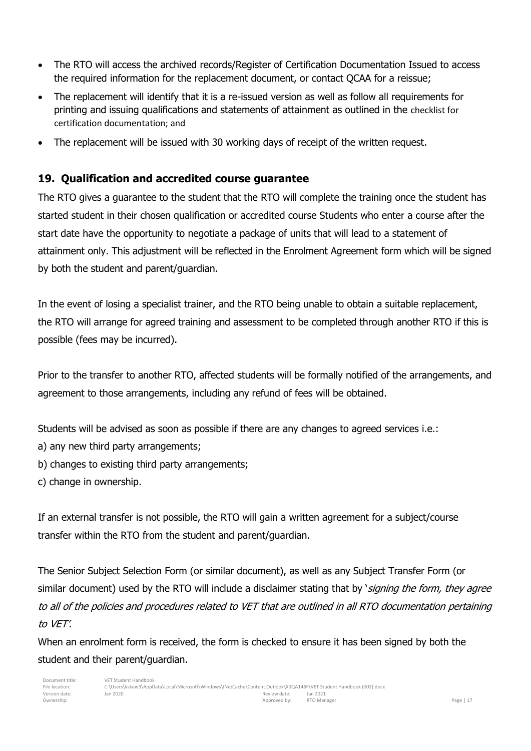- The RTO will access the archived records/Register of Certification Documentation Issued to access the required information for the replacement document, or contact QCAA for a reissue;
- The replacement will identify that it is a re-issued version as well as follow all requirements for printing and issuing qualifications and statements of attainment as outlined in the checklist for certification documentation; and
- The replacement will be issued with 30 working days of receipt of the written request.

## 19. Qualification and accredited course guarantee

The RTO gives a guarantee to the student that the RTO will complete the training once the student has started student in their chosen qualification or accredited course Students who enter a course after the start date have the opportunity to negotiate a package of units that will lead to a statement of attainment only. This adjustment will be reflected in the Enrolment Agreement form which will be signed by both the student and parent/guardian.

In the event of losing a specialist trainer, and the RTO being unable to obtain a suitable replacement, the RTO will arrange for agreed training and assessment to be completed through another RTO if this is possible (fees may be incurred).

Prior to the transfer to another RTO, affected students will be formally notified of the arrangements, and agreement to those arrangements, including any refund of fees will be obtained.

Students will be advised as soon as possible if there are any changes to agreed services i.e.:

a) any new third party arrangements;

b) changes to existing third party arrangements;

c) change in ownership.

If an external transfer is not possible, the RTO will gain a written agreement for a subject/course transfer within the RTO from the student and parent/guardian.

The Senior Subject Selection Form (or similar document), as well as any Subject Transfer Form (or similar document) used by the RTO will include a disclaimer stating that by '*signing the form, they agree to all of the policies and procedures related to VET that are outlined in all RTO documentation pertaining to VET'*.

When an enrolment form is received, the form is checked to ensure it has been signed by both the student and their parent/guardian.